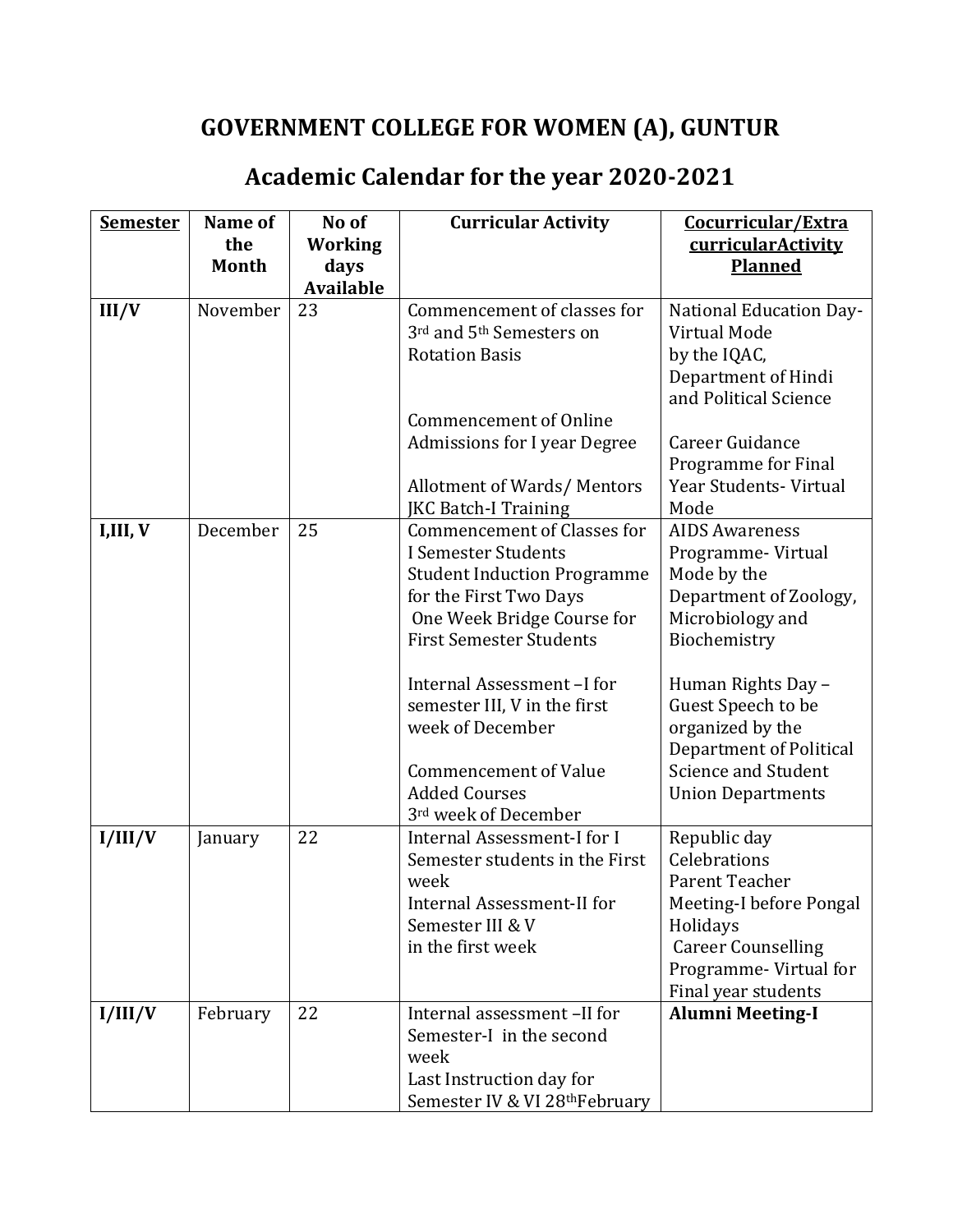# GOVERNMENT COLLEGE FOR WOMEN (A), GUNTUR

## Academic Calendar for the year 2020-2021

| Semester | Name of the Month | No of Working days Available | Curricular Activity | Cocurricular/Extra curricularActivity Planned |
|---|---|---|---|---|
| **III/V** | November | 23 | Commencement of classes for 3rd and 5th Semesters on Rotation Basis<br><br>Commencement of Online Admissions for I year Degree<br><br>Allotment of Wards/ Mentors<br>JKC Batch-I Training | National Education Day- Virtual Mode by the IQAC, Department of Hindi and Political Science<br><br>Career Guidance Programme for Final Year Students- Virtual Mode |
| **I,III, V** | December | 25 | Commencement of Classes for I Semester Students<br>Student Induction Programme for the First Two Days<br>One Week Bridge Course for First Semester Students<br><br>Internal Assessment –I for semester III, V in the first week of December<br><br>Commencement of Value Added Courses<br>3rd week of December | AIDS Awareness Programme- Virtual Mode by the Department of Zoology, Microbiology and Biochemistry<br><br>Human Rights Day – Guest Speech to be organized by the Department of Political Science and Student Union Departments |
| **I/III/V** | January | 22 | Internal Assessment-I for I Semester students in the First week<br>Internal Assessment-II for Semester III & V<br>in the first week | Republic day Celebrations<br>Parent Teacher Meeting-I before Pongal Holidays<br>Career Counselling Programme- Virtual for Final year students |
| **I/III/V** | February | 22 | Internal assessment –II for Semester-I in the second week<br>Last Instruction day for Semester IV & VI 28thFebruary | **Alumni Meeting-I** |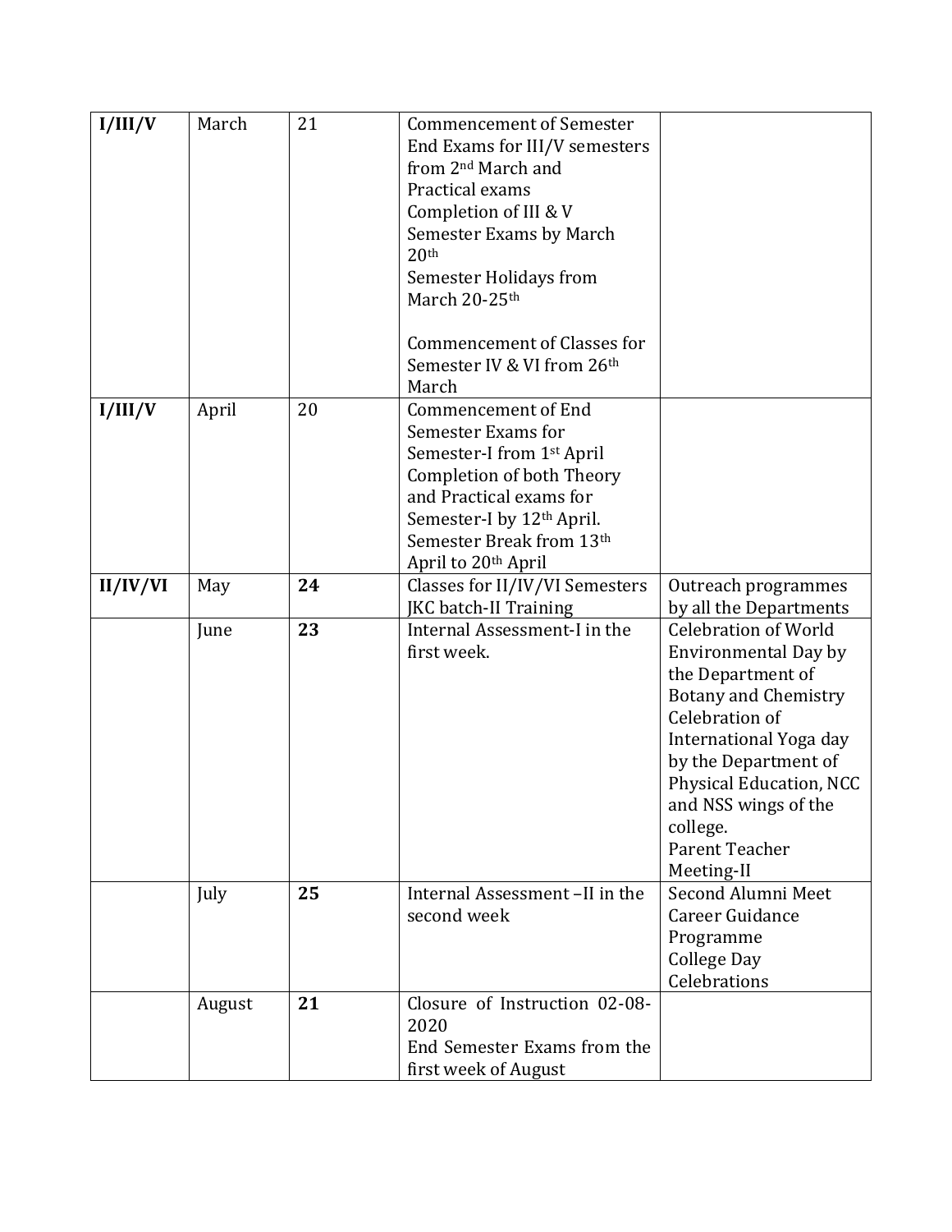| | | | | |
|---|---|---|---|---|
| **I/III/V** | March | 21 | Commencement of Semester End Exams for III/V semesters from 2nd March and Practical exams<br>Completion of III & V Semester Exams by March 20th<br>Semester Holidays from March 20-25th<br><br>Commencement of Classes for Semester IV & VI from 26th March | |
| **I/III/V** | April | 20 | Commencement of End Semester Exams for Semester-I from 1st April<br>Completion of both Theory and Practical exams for Semester-I by 12th April.<br>Semester Break from 13th April to 20th April | |
| **II/IV/VI** | May | **24** | Classes for II/IV/VI Semesters<br>JKC batch-II Training | Outreach programmes by all the Departments |
| | June | **23** | Internal Assessment-I in the first week. | Celebration of World Environmental Day by the Department of Botany and Chemistry<br>Celebration of International Yoga day by the Department of Physical Education, NCC and NSS wings of the college.<br>Parent Teacher Meeting-II |
| | July | **25** | Internal Assessment –II in the second week | Second Alumni Meet<br>Career Guidance Programme<br>College Day Celebrations |
| | August | **21** | Closure of Instruction 02-08-2020<br>End Semester Exams from the first week of August | |